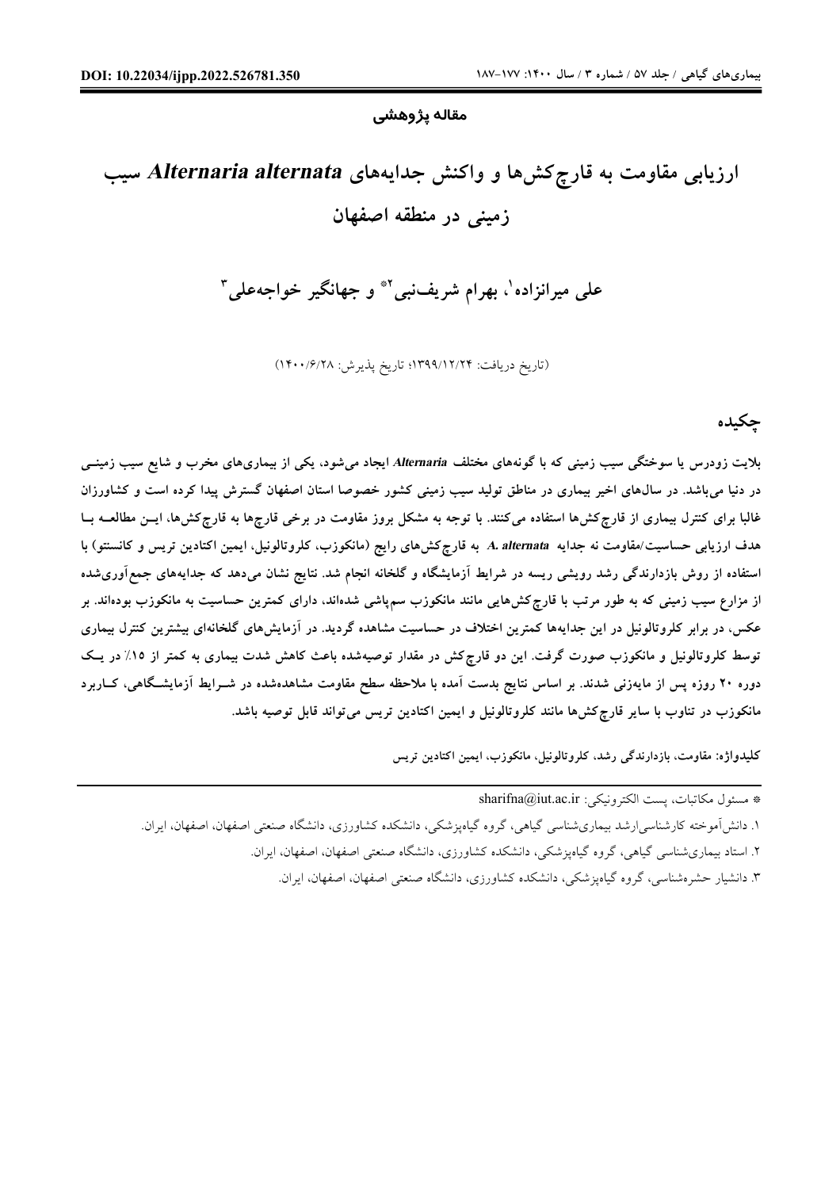مقاله پژوهشی

# ارزیابی مقاومت به قارچ‌کش‌ها و واکنش جدایه‌های *Alternaria alternata* سیب زمینی در منطقه اصفهان

علی میرانزاده[1]، بهرام شریف‌نبی[2]* و جهانگیر خواجه‌علی[3]

(تاریخ دریافت: ۱۳۹۹/۱۲/۲۴؛ تاریخ پذیرش: ۱۴۰۰/۶/۲۸)

## چکیده

بلایت زودرس یا سوختگی سیب زمینی که با گونه‌های مختلف *Alternaria* ایجاد می‌شود، یکی از بیماری‌های مخرب و شایع سیب زمینی در دنیا می‌باشد. در سال‌های اخیر بیماری در مناطق تولید سیب زمینی کشور خصوصا استان اصفهان گسترش پیدا کرده است و کشاورزان غالبا برای کنترل بیماری از قارچ‌کش‌ها استفاده می‌کنند. با توجه به مشکل بروز مقاومت در برخی قارچها به قارچ‌کش‌ها، این مطالعه با هدف ارزیابی حساسیت/مقاومت نه جدایه *A. alternata* به قارچ‌کش‌های رایج (مانکوزب، کلروتالونیل، ایمین اکتادین تریس و کانستو) با استفاده از روش بازدارندگی رشد رویشی ریسه در شرایط آزمایشگاه و گلخانه انجام شد. نتایج نشان می‌دهد که جدایه‌های جمع‌آوری‌شده از مزارع سیب زمینی که به طور مرتب با قارچ‌کش‌هایی مانند مانکوزب سم‌پاشی شده‌اند، دارای کمترین حساسیت به مانکوزب بوده‌اند. بر عکس، در برابر کلروتالونیل در این جدایه‌ها کمترین اختلاف در حساسیت مشاهده گردید. در آزمایش‌های گلخانه‌ای بیشترین کنترل بیماری توسط کلروتالونیل و مانکوزب صورت گرفت. این دو قارچ‌کش در مقدار توصیه‌شده باعث کاهش شدت بیماری به کمتر از ۱۵٪ در یک دوره ۲۰ روزه پس از مایه‌زنی شدند. بر اساس نتایج بدست آمده با ملاحظه سطح مقاومت مشاهده‌شده در شرایط آزمایشگاهی، کاربرد مانکوزب در تناوب با سایر قارچ‌کش‌ها مانند کلروتالونیل و ایمین اکتادین تریس می‌تواند قابل توصیه باشد.

**کلیدواژه:** مقاومت، بازدارندگی رشد، کلروتالونیل، مانکوزب، ایمین اکتادین تریس

---

* مسئول مکاتبات، پست الکترونیکی: sharifna@iut.ac.ir

۱. دانش‌آموخته کارشناسی‌ارشد بیماری‌شناسی گیاهی، گروه گیاه‌پزشکی، دانشکده کشاورزی، دانشگاه صنعتی اصفهان، اصفهان، ایران.

۲. استاد بیماری‌شناسی گیاهی، گروه گیاه‌پزشکی، دانشکده کشاورزی، دانشگاه صنعتی اصفهان، اصفهان، ایران.

۳. دانشیار حشره‌شناسی، گروه گیاه‌پزشکی، دانشکده کشاورزی، دانشگاه صنعتی اصفهان، اصفهان، ایران.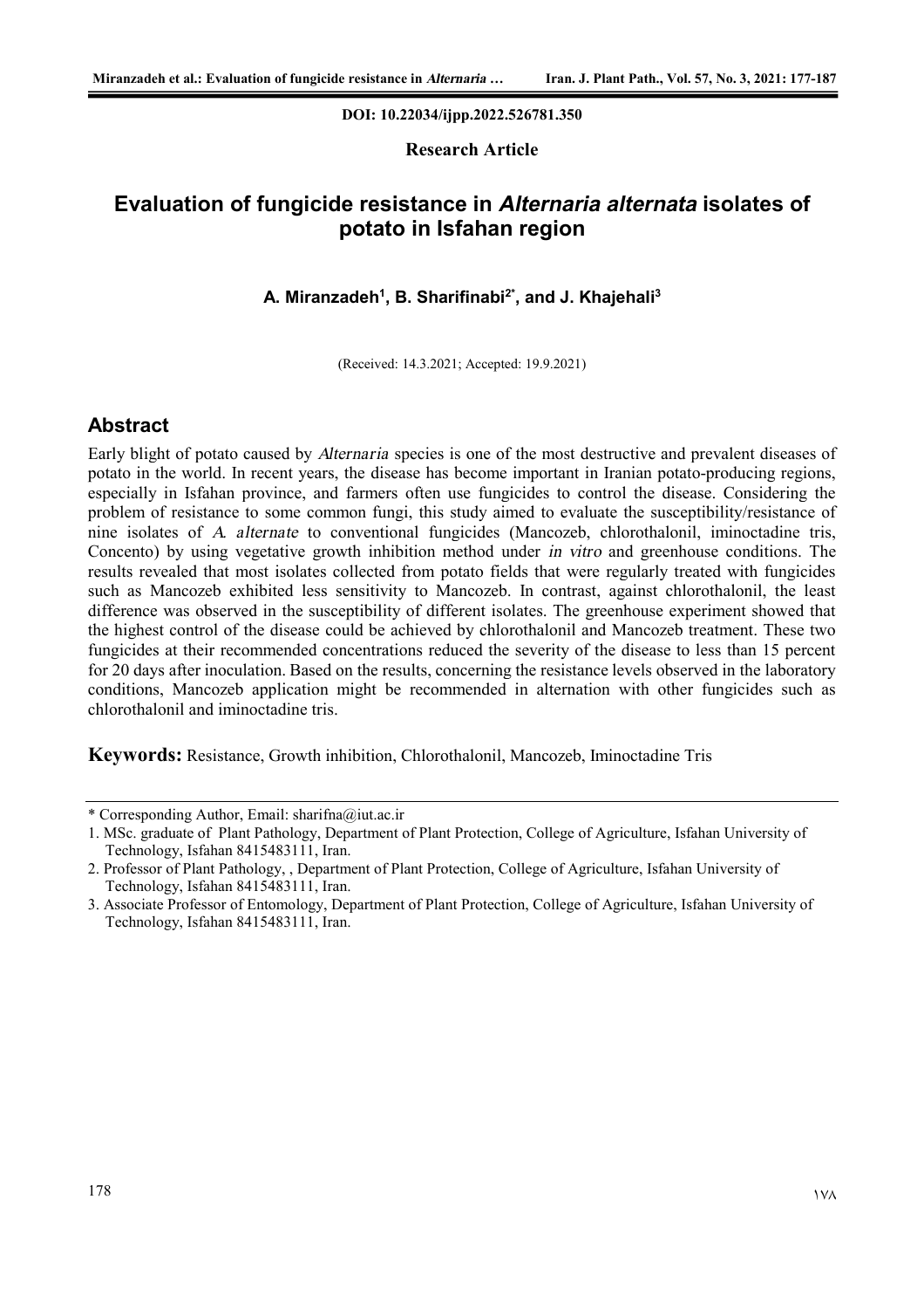DOI: 10.22034/ijpp.2022.526781.350

**Research Article**

# Evaluation of fungicide resistance in *Alternaria alternata* isolates of potato in Isfahan region

**A. Miranzadeh[1], B. Sharifinabi[2*], and J. Khajehali[3]**

(Received: 14.3.2021; Accepted: 19.9.2021)

## Abstract

Early blight of potato caused by *Alternaria* species is one of the most destructive and prevalent diseases of potato in the world. In recent years, the disease has become important in Iranian potato-producing regions, especially in Isfahan province, and farmers often use fungicides to control the disease. Considering the problem of resistance to some common fungi, this study aimed to evaluate the susceptibility/resistance of nine isolates of *A. alternate* to conventional fungicides (Mancozeb, chlorothalonil, iminoctadine tris, Concento) by using vegetative growth inhibition method under *in vitro* and greenhouse conditions. The results revealed that most isolates collected from potato fields that were regularly treated with fungicides such as Mancozeb exhibited less sensitivity to Mancozeb. In contrast, against chlorothalonil, the least difference was observed in the susceptibility of different isolates. The greenhouse experiment showed that the highest control of the disease could be achieved by chlorothalonil and Mancozeb treatment. These two fungicides at their recommended concentrations reduced the severity of the disease to less than 15 percent for 20 days after inoculation. Based on the results, concerning the resistance levels observed in the laboratory conditions, Mancozeb application might be recommended in alternation with other fungicides such as chlorothalonil and iminoctadine tris.

**Keywords:** Resistance, Growth inhibition, Chlorothalonil, Mancozeb, Iminoctadine Tris

---

\* Corresponding Author, Email: sharifna@iut.ac.ir

1. MSc. graduate of Plant Pathology, Department of Plant Protection, College of Agriculture, Isfahan University of Technology, Isfahan 8415483111, Iran.
2. Professor of Plant Pathology, , Department of Plant Protection, College of Agriculture, Isfahan University of Technology, Isfahan 8415483111, Iran.
3. Associate Professor of Entomology, Department of Plant Protection, College of Agriculture, Isfahan University of Technology, Isfahan 8415483111, Iran.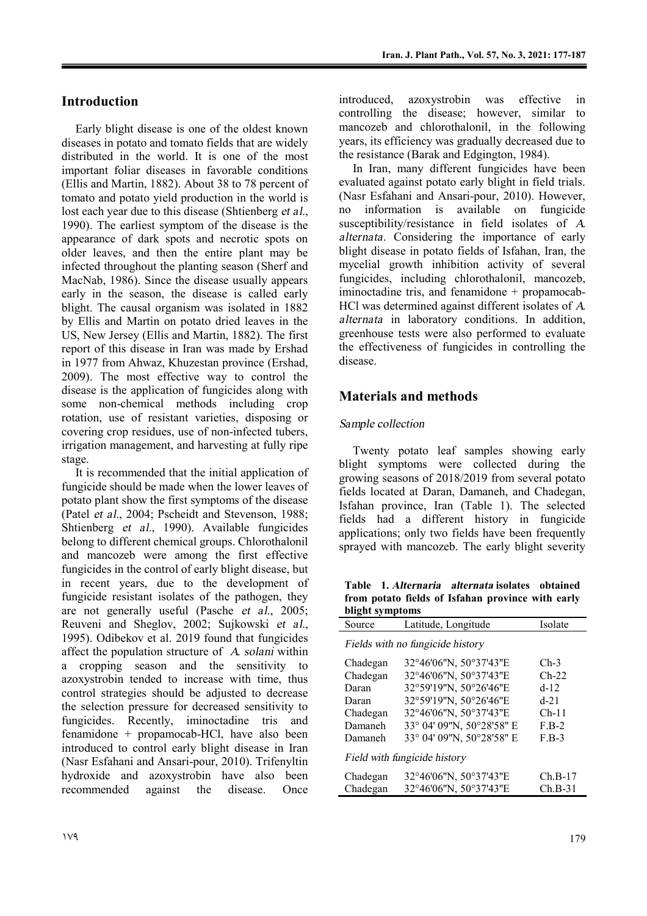## Introduction

Early blight disease is one of the oldest known diseases in potato and tomato fields that are widely distributed in the world. It is one of the most important foliar diseases in favorable conditions (Ellis and Martin, 1882). About 38 to 78 percent of tomato and potato yield production in the world is lost each year due to this disease (Shtienberg *et al*., 1990). The earliest symptom of the disease is the appearance of dark spots and necrotic spots on older leaves, and then the entire plant may be infected throughout the planting season (Sherf and MacNab, 1986). Since the disease usually appears early in the season, the disease is called early blight. The causal organism was isolated in 1882 by Ellis and Martin on potato dried leaves in the US, New Jersey (Ellis and Martin, 1882). The first report of this disease in Iran was made by Ershad in 1977 from Ahwaz, Khuzestan province (Ershad, 2009). The most effective way to control the disease is the application of fungicides along with some non-chemical methods including crop rotation, use of resistant varieties, disposing or covering crop residues, use of non-infected tubers, irrigation management, and harvesting at fully ripe stage.

It is recommended that the initial application of fungicide should be made when the lower leaves of potato plant show the first symptoms of the disease (Patel *et al*., 2004; Pscheidt and Stevenson, 1988; Shtienberg *et al*., 1990). Available fungicides belong to different chemical groups. Chlorothalonil and mancozeb were among the first effective fungicides in the control of early blight disease, but in recent years, due to the development of fungicide resistant isolates of the pathogen, they are not generally useful (Pasche *et al*., 2005; Reuveni and Sheglov, 2002; Sujkowski *et al*., 1995). Odibekov et al. 2019 found that fungicides affect the population structure of *A. solani* within a cropping season and the sensitivity to azoxystrobin tended to increase with time, thus control strategies should be adjusted to decrease the selection pressure for decreased sensitivity to fungicides. Recently, iminoctadine tris and fenamidone + propamocab-HCl, have also been introduced to control early blight disease in Iran (Nasr Esfahani and Ansari-pour, 2010). Trifenyltin hydroxide and azoxystrobin have also been recommended against the disease. Once introduced, azoxystrobin was effective in controlling the disease; however, similar to mancozeb and chlorothalonil, in the following years, its efficiency was gradually decreased due to the resistance (Barak and Edgington, 1984).

In Iran, many different fungicides have been evaluated against potato early blight in field trials. (Nasr Esfahani and Ansari-pour, 2010). However, no information is available on fungicide susceptibility/resistance in field isolates of *A. alternata*. Considering the importance of early blight disease in potato fields of Isfahan, Iran, the mycelial growth inhibition activity of several fungicides, including chlorothalonil, mancozeb, iminoctadine tris, and fenamidone + propamocab-HCl was determined against different isolates of *A. alternata* in laboratory conditions. In addition, greenhouse tests were also performed to evaluate the effectiveness of fungicides in controlling the disease.

## Materials and methods

### *Sample collection*

Twenty potato leaf samples showing early blight symptoms were collected during the growing seasons of 2018/2019 from several potato fields located at Daran, Damaneh, and Chadegan, Isfahan province, Iran (Table 1). The selected fields had a different history in fungicide applications; only two fields have been frequently sprayed with mancozeb. The early blight severity

**Table 1. *Alternaria alternata* isolates obtained from potato fields of Isfahan province with early blight symptoms**

| Source | Latitude, Longitude | Isolate |
|---|---|---|
| *Fields with no fungicide history* | | |
| Chadegan | 32°46'06"N, 50°37'43"E | Ch-3 |
| Chadegan | 32°46'06"N, 50°37'43"E | Ch-22 |
| Daran | 32°59'19"N, 50°26'46"E | d-12 |
| Daran | 32°59'19"N, 50°26'46"E | d-21 |
| Chadegan | 32°46'06"N, 50°37'43"E | Ch-11 |
| Damaneh | 33° 04' 09"N, 50°28'58" E | F.B-2 |
| Damaneh | 33° 04' 09"N, 50°28'58" E | F.B-3 |
| *Field with fungicide history* | | |
| Chadegan | 32°46'06"N, 50°37'43"E | Ch.B-17 |
| Chadegan | 32°46'06"N, 50°37'43"E | Ch.B-31 |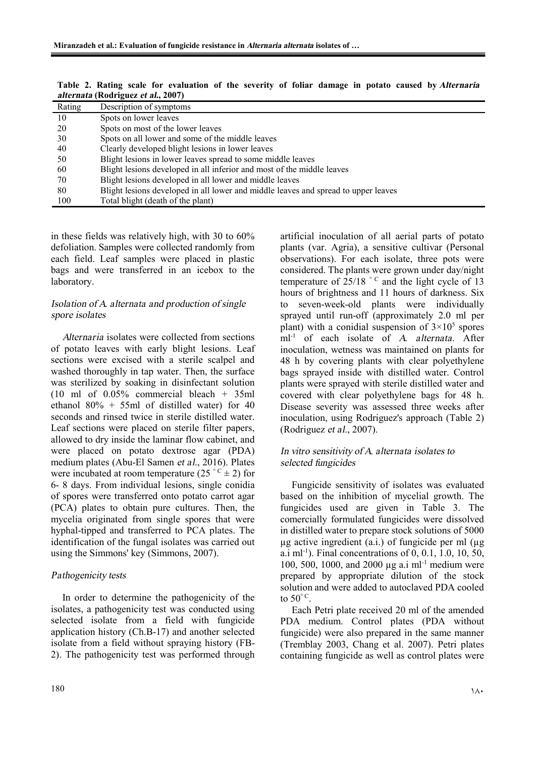**Table 2. Rating scale for evaluation of the severity of foliar damage in potato caused by *Alternaria alternata* (Rodriguez *et al.*, 2007)**

| Rating | Description of symptoms |
|---|---|
| 10 | Spots on lower leaves |
| 20 | Spots on most of the lower leaves |
| 30 | Spots on all lower and some of the middle leaves |
| 40 | Clearly developed blight lesions in lower leaves |
| 50 | Blight lesions in lower leaves spread to some middle leaves |
| 60 | Blight lesions developed in all inferior and most of the middle leaves |
| 70 | Blight lesions developed in all lower and middle leaves |
| 80 | Blight lesions developed in all lower and middle leaves and spread to upper leaves |
| 100 | Total blight (death of the plant) |

in these fields was relatively high, with 30 to 60% defoliation. Samples were collected randomly from each field. Leaf samples were placed in plastic bags and were transferred in an icebox to the laboratory.

### *Isolation of A. alternata and production of single spore isolates*

*Alternaria* isolates were collected from sections of potato leaves with early blight lesions. Leaf sections were excised with a sterile scalpel and washed thoroughly in tap water. Then, the surface was sterilized by soaking in disinfectant solution (10 ml of 0.05% commercial bleach + 35ml ethanol 80% + 55ml of distilled water) for 40 seconds and rinsed twice in sterile distilled water. Leaf sections were placed on sterile filter papers, allowed to dry inside the laminar flow cabinet, and were placed on potato dextrose agar (PDA) medium plates (Abu-El Samen *et al.*, 2016). Plates were incubated at room temperature (25 °C ± 2) for 6- 8 days. From individual lesions, single conidia of spores were transferred onto potato carrot agar (PCA) plates to obtain pure cultures. Then, the mycelia originated from single spores that were hyphal-tipped and transferred to PCA plates. The identification of the fungal isolates was carried out using the Simmons' key (Simmons, 2007).

### *Pathogenicity tests*

In order to determine the pathogenicity of the isolates, a pathogenicity test was conducted using selected isolate from a field with fungicide application history (Ch.B-17) and another selected isolate from a field without spraying history (FB-2). The pathogenicity test was performed through artificial inoculation of all aerial parts of potato plants (var. Agria), a sensitive cultivar (Personal observations). For each isolate, three pots were considered. The plants were grown under day/night temperature of 25/18 °C and the light cycle of 13 hours of brightness and 11 hours of darkness. Six to seven-week-old plants were individually sprayed until run-off (approximately 2.0 ml per plant) with a conidial suspension of $3\times10^5$ spores $ml^{-1}$ of each isolate of *A. alternata*. After inoculation, wetness was maintained on plants for 48 h by covering plants with clear polyethylene bags sprayed inside with distilled water. Control plants were sprayed with sterile distilled water and covered with clear polyethylene bags for 48 h. Disease severity was assessed three weeks after inoculation, using Rodriguez's approach (Table 2) (Rodriguez *et al.*, 2007).

### *In vitro sensitivity of A. alternata isolates to selected fungicides*

Fungicide sensitivity of isolates was evaluated based on the inhibition of mycelial growth. The fungicides used are given in Table 3. The comercially formulated fungicides were dissolved in distilled water to prepare stock solutions of 5000 µg active ingredient (a.i.) of fungicide per ml (µg a.i $ml^{-1}$). Final concentrations of 0, 0.1, 1.0, 10, 50, 100, 500, 1000, and 2000 µg a.i $ml^{-1}$ medium were prepared by appropriate dilution of the stock solution and were added to autoclaved PDA cooled to 50 °C.

Each Petri plate received 20 ml of the amended PDA medium. Control plates (PDA without fungicide) were also prepared in the same manner (Tremblay 2003, Chang et al. 2007). Petri plates containing fungicide as well as control plates were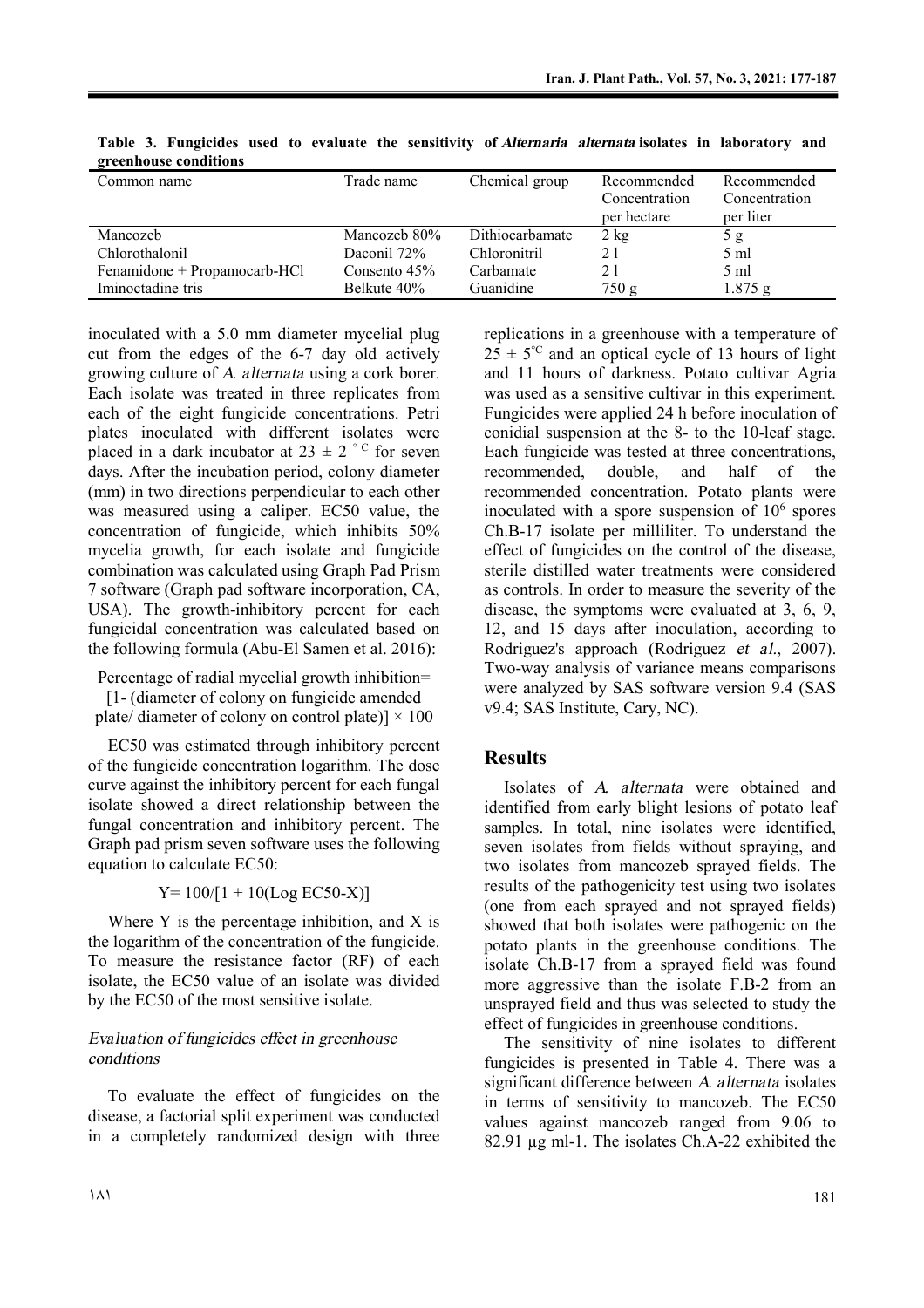**Table 3. Fungicides used to evaluate the sensitivity of *Alternaria alternata* isolates in laboratory and greenhouse conditions**

| Common name | Trade name | Chemical group | Recommended Concentration per hectare | Recommended Concentration per liter |
|---|---|---|---|---|
| Mancozeb | Mancozeb 80% | Dithiocarbamate | 2 kg | 5 g |
| Chlorothalonil | Daconil 72% | Chloronitril | 2 l | 5 ml |
| Fenamidone + Propamocarb-HCl | Consento 45% | Carbamate | 2 l | 5 ml |
| Iminoctadine tris | Belkute 40% | Guanidine | 750 g | 1.875 g |

inoculated with a 5.0 mm diameter mycelial plug cut from the edges of the 6-7 day old actively growing culture of *A. alternata* using a cork borer. Each isolate was treated in three replicates from each of the eight fungicide concentrations. Petri plates inoculated with different isolates were placed in a dark incubator at $23 \pm 2$ °C for seven days. After the incubation period, colony diameter (mm) in two directions perpendicular to each other was measured using a caliper. EC50 value, the concentration of fungicide, which inhibits 50% mycelia growth, for each isolate and fungicide combination was calculated using Graph Pad Prism 7 software (Graph pad software incorporation, CA, USA). The growth-inhibitory percent for each fungicidal concentration was calculated based on the following formula (Abu-El Samen et al. 2016):

Percentage of radial mycelial growth inhibition= [1- (diameter of colony on fungicide amended plate/ diameter of colony on control plate)] × 100

EC50 was estimated through inhibitory percent of the fungicide concentration logarithm. The dose curve against the inhibitory percent for each fungal isolate showed a direct relationship between the fungal concentration and inhibitory percent. The Graph pad prism seven software uses the following equation to calculate EC50:

$$Y= 100/[1 + 10(\text{Log EC50-X})]$$

Where Y is the percentage inhibition, and X is the logarithm of the concentration of the fungicide. To measure the resistance factor (RF) of each isolate, the EC50 value of an isolate was divided by the EC50 of the most sensitive isolate.

### *Evaluation of fungicides effect in greenhouse conditions*

To evaluate the effect of fungicides on the disease, a factorial split experiment was conducted in a completely randomized design with three replications in a greenhouse with a temperature of $25 \pm 5$ °C and an optical cycle of 13 hours of light and 11 hours of darkness. Potato cultivar Agria was used as a sensitive cultivar in this experiment. Fungicides were applied 24 h before inoculation of conidial suspension at the 8- to the 10-leaf stage. Each fungicide was tested at three concentrations, recommended, double, and half of the recommended concentration. Potato plants were inoculated with a spore suspension of $10^6$ spores Ch.B-17 isolate per milliliter. To understand the effect of fungicides on the control of the disease, sterile distilled water treatments were considered as controls. In order to measure the severity of the disease, the symptoms were evaluated at 3, 6, 9, 12, and 15 days after inoculation, according to Rodriguez's approach (Rodriguez *et al.*, 2007). Two-way analysis of variance means comparisons were analyzed by SAS software version 9.4 (SAS v9.4; SAS Institute, Cary, NC).

## Results

Isolates of *A. alternata* were obtained and identified from early blight lesions of potato leaf samples. In total, nine isolates were identified, seven isolates from fields without spraying, and two isolates from mancozeb sprayed fields. The results of the pathogenicity test using two isolates (one from each sprayed and not sprayed fields) showed that both isolates were pathogenic on the potato plants in the greenhouse conditions. The isolate Ch.B-17 from a sprayed field was found more aggressive than the isolate F.B-2 from an unsprayed field and thus was selected to study the effect of fungicides in greenhouse conditions.

The sensitivity of nine isolates to different fungicides is presented in Table 4. There was a significant difference between *A. alternata* isolates in terms of sensitivity to mancozeb. The EC50 values against mancozeb ranged from 9.06 to 82.91 µg ml-1. The isolates Ch.A-22 exhibited the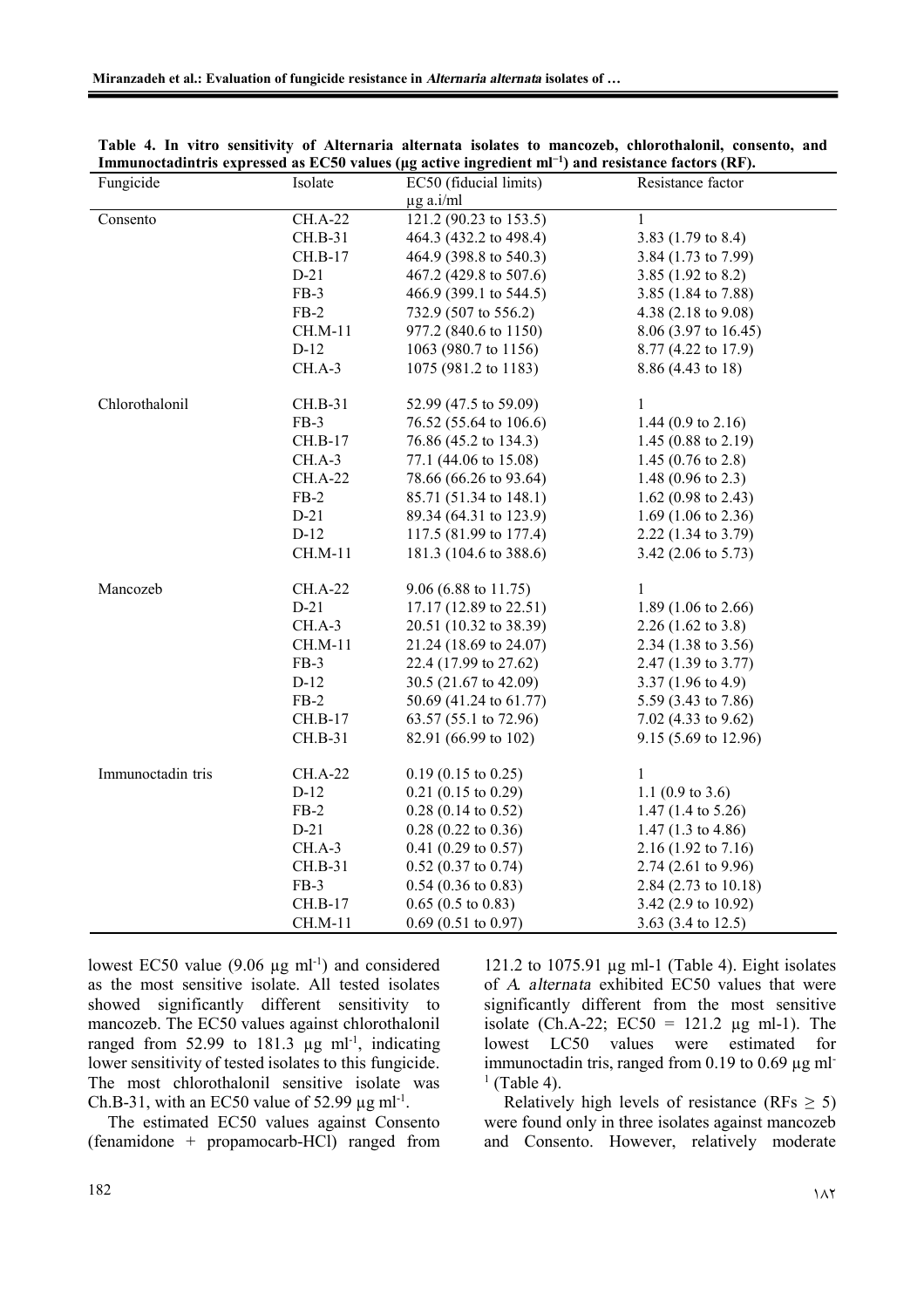**Table 4. In vitro sensitivity of Alternaria alternata isolates to mancozeb, chlorothalonil, consento, and Immunoctadintris expressed as EC50 values (µg active ingredient ml$^{-1}$) and resistance factors (RF).**

| Fungicide | Isolate | EC50 (fiducial limits) µg a.i/ml | Resistance factor |
|---|---|---|---|
| Consento | CH.A-22 | 121.2 (90.23 to 153.5) | 1 |
| | CH.B-31 | 464.3 (432.2 to 498.4) | 3.83 (1.79 to 8.4) |
| | CH.B-17 | 464.9 (398.8 to 540.3) | 3.84 (1.73 to 7.99) |
| | D-21 | 467.2 (429.8 to 507.6) | 3.85 (1.92 to 8.2) |
| | FB-3 | 466.9 (399.1 to 544.5) | 3.85 (1.84 to 7.88) |
| | FB-2 | 732.9 (507 to 556.2) | 4.38 (2.18 to 9.08) |
| | CH.M-11 | 977.2 (840.6 to 1150) | 8.06 (3.97 to 16.45) |
| | D-12 | 1063 (980.7 to 1156) | 8.77 (4.22 to 17.9) |
| | CH.A-3 | 1075 (981.2 to 1183) | 8.86 (4.43 to 18) |
| Chlorothalonil | CH.B-31 | 52.99 (47.5 to 59.09) | 1 |
| | FB-3 | 76.52 (55.64 to 106.6) | 1.44 (0.9 to 2.16) |
| | CH.B-17 | 76.86 (45.2 to 134.3) | 1.45 (0.88 to 2.19) |
| | CH.A-3 | 77.1 (44.06 to 15.08) | 1.45 (0.76 to 2.8) |
| | CH.A-22 | 78.66 (66.26 to 93.64) | 1.48 (0.96 to 2.3) |
| | FB-2 | 85.71 (51.34 to 148.1) | 1.62 (0.98 to 2.43) |
| | D-21 | 89.34 (64.31 to 123.9) | 1.69 (1.06 to 2.36) |
| | D-12 | 117.5 (81.99 to 177.4) | 2.22 (1.34 to 3.79) |
| | CH.M-11 | 181.3 (104.6 to 388.6) | 3.42 (2.06 to 5.73) |
| Mancozeb | CH.A-22 | 9.06 (6.88 to 11.75) | 1 |
| | D-21 | 17.17 (12.89 to 22.51) | 1.89 (1.06 to 2.66) |
| | CH.A-3 | 20.51 (10.32 to 38.39) | 2.26 (1.62 to 3.8) |
| | CH.M-11 | 21.24 (18.69 to 24.07) | 2.34 (1.38 to 3.56) |
| | FB-3 | 22.4 (17.99 to 27.62) | 2.47 (1.39 to 3.77) |
| | D-12 | 30.5 (21.67 to 42.09) | 3.37 (1.96 to 4.9) |
| | FB-2 | 50.69 (41.24 to 61.77) | 5.59 (3.43 to 7.86) |
| | CH.B-17 | 63.57 (55.1 to 72.96) | 7.02 (4.33 to 9.62) |
| | CH.B-31 | 82.91 (66.99 to 102) | 9.15 (5.69 to 12.96) |
| Immunoctadin tris | CH.A-22 | 0.19 (0.15 to 0.25) | 1 |
| | D-12 | 0.21 (0.15 to 0.29) | 1.1 (0.9 to 3.6) |
| | FB-2 | 0.28 (0.14 to 0.52) | 1.47 (1.4 to 5.26) |
| | D-21 | 0.28 (0.22 to 0.36) | 1.47 (1.3 to 4.86) |
| | CH.A-3 | 0.41 (0.29 to 0.57) | 2.16 (1.92 to 7.16) |
| | CH.B-31 | 0.52 (0.37 to 0.74) | 2.74 (2.61 to 9.96) |
| | FB-3 | 0.54 (0.36 to 0.83) | 2.84 (2.73 to 10.18) |
| | CH.B-17 | 0.65 (0.5 to 0.83) | 3.42 (2.9 to 10.92) |
| | CH.M-11 | 0.69 (0.51 to 0.97) | 3.63 (3.4 to 12.5) |

lowest EC50 value (9.06 µg ml$^{-1}$) and considered as the most sensitive isolate. All tested isolates showed significantly different sensitivity to mancozeb. The EC50 values against chlorothalonil ranged from 52.99 to 181.3 µg ml$^{-1}$, indicating lower sensitivity of tested isolates to this fungicide. The most chlorothalonil sensitive isolate was Ch.B-31, with an EC50 value of 52.99 µg ml$^{-1}$.

The estimated EC50 values against Consento (fenamidone + propamocarb-HCl) ranged from 121.2 to 1075.91 µg ml-1 (Table 4). Eight isolates of *A. alternata* exhibited EC50 values that were significantly different from the most sensitive isolate (Ch.A-22; EC50 = 121.2 µg ml-1). The lowest LC50 values were estimated for immunoctadin tris, ranged from 0.19 to 0.69 µg ml$^{-1}$ (Table 4).

Relatively high levels of resistance (RFs $\geq$ 5) were found only in three isolates against mancozeb and Consento. However, relatively moderate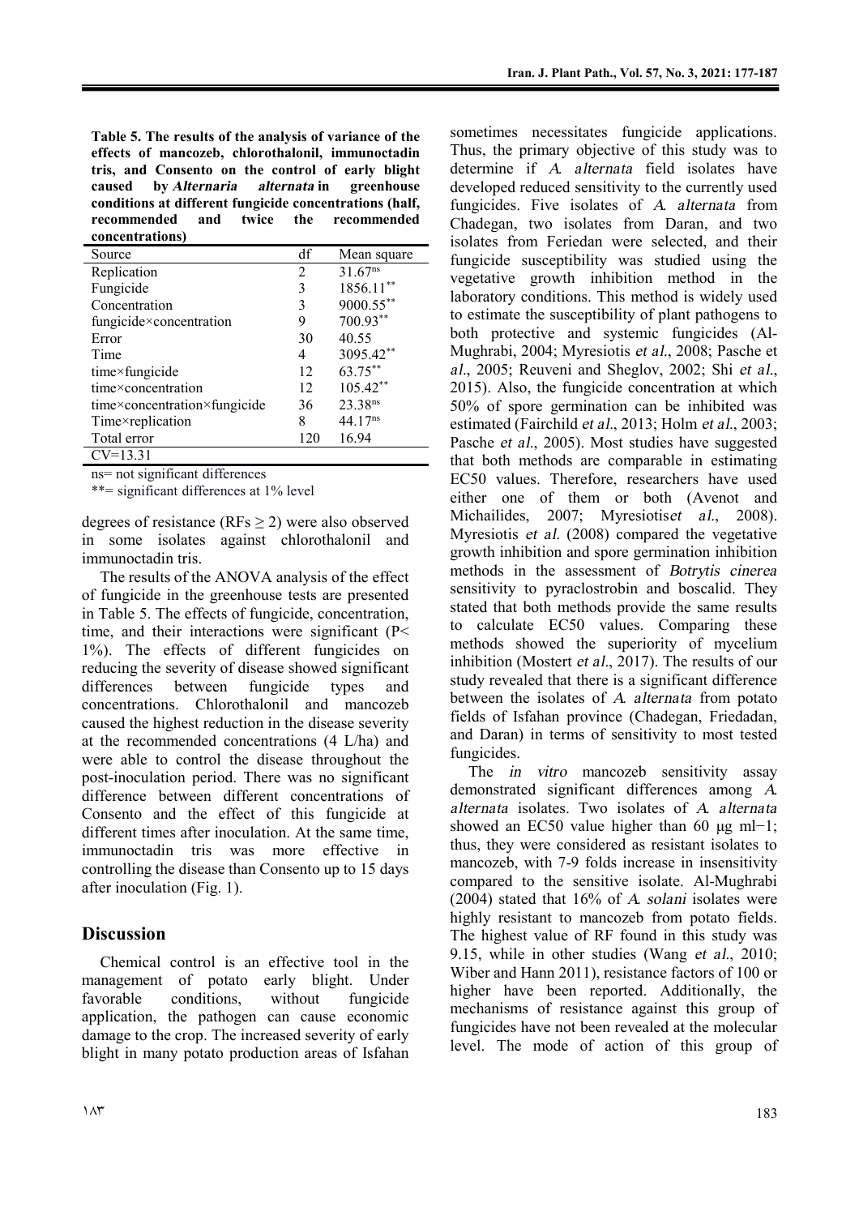**Table 5. The results of the analysis of variance of the effects of mancozeb, chlorothalonil, immunoctadin tris, and Consento on the control of early blight caused by *Alternaria alternata* in greenhouse conditions at different fungicide concentrations (half, recommended and twice the recommended concentrations)**

| Source | df | Mean square |
|---|---|---|
| Replication | 2 | 31.67[ns] |
| Fungicide | 3 | 1856.11[**] |
| Concentration | 3 | 9000.55[**] |
| fungicide×concentration | 9 | 700.93[**] |
| Error | 30 | 40.55 |
| Time | 4 | 3095.42[**] |
| time×fungicide | 12 | 63.75[**] |
| time×concentration | 12 | 105.42[**] |
| time×concentration×fungicide | 36 | 23.38[ns] |
| Time×replication | 8 | 44.17[ns] |
| Total error | 120 | 16.94 |
| CV=13.31 | | |

ns= not significant differences

**= significant differences at 1% level

degrees of resistance (RFs ≥ 2) were also observed in some isolates against chlorothalonil and immunoctadin tris.

The results of the ANOVA analysis of the effect of fungicide in the greenhouse tests are presented in Table 5. The effects of fungicide, concentration, time, and their interactions were significant (P< 1%). The effects of different fungicides on reducing the severity of disease showed significant differences between fungicide types and concentrations. Chlorothalonil and mancozeb caused the highest reduction in the disease severity at the recommended concentrations (4 L/ha) and were able to control the disease throughout the post-inoculation period. There was no significant difference between different concentrations of Consento and the effect of this fungicide at different times after inoculation. At the same time, immunoctadin tris was more effective in controlling the disease than Consento up to 15 days after inoculation (Fig. 1).

## Discussion

Chemical control is an effective tool in the management of potato early blight. Under favorable conditions, without fungicide application, the pathogen can cause economic damage to the crop. The increased severity of early blight in many potato production areas of Isfahan sometimes necessitates fungicide applications. Thus, the primary objective of this study was to determine if *A. alternata* field isolates have developed reduced sensitivity to the currently used fungicides. Five isolates of *A. alternata* from Chadegan, two isolates from Daran, and two isolates from Feriedan were selected, and their fungicide susceptibility was studied using the vegetative growth inhibition method in the laboratory conditions. This method is widely used to estimate the susceptibility of plant pathogens to both protective and systemic fungicides (Al-Mughrabi, 2004; Myresiotis *et al.*, 2008; Pasche et *al.*, 2005; Reuveni and Sheglov, 2002; Shi *et al.*, 2015). Also, the fungicide concentration at which 50% of spore germination can be inhibited was estimated (Fairchild *et al.*, 2013; Holm *et al.*, 2003; Pasche *et al.*, 2005). Most studies have suggested that both methods are comparable in estimating EC50 values. Therefore, researchers have used either one of them or both (Avenot and Michailides, 2007; Myresiotis*et al.*, 2008). Myresiotis *et al.* (2008) compared the vegetative growth inhibition and spore germination inhibition methods in the assessment of *Botrytis cinerea* sensitivity to pyraclostrobin and boscalid. They stated that both methods provide the same results to calculate EC50 values. Comparing these methods showed the superiority of mycelium inhibition (Mostert *et al.*, 2017). The results of our study revealed that there is a significant difference between the isolates of *A. alternata* from potato fields of Isfahan province (Chadegan, Friedadan, and Daran) in terms of sensitivity to most tested fungicides.

The *in vitro* mancozeb sensitivity assay demonstrated significant differences among *A. alternata* isolates. Two isolates of *A. alternata* showed an EC50 value higher than 60 μg ml−1; thus, they were considered as resistant isolates to mancozeb, with 7-9 folds increase in insensitivity compared to the sensitive isolate. Al-Mughrabi (2004) stated that 16% of *A. solani* isolates were highly resistant to mancozeb from potato fields. The highest value of RF found in this study was 9.15, while in other studies (Wang *et al.*, 2010; Wiber and Hann 2011), resistance factors of 100 or higher have been reported. Additionally, the mechanisms of resistance against this group of fungicides have not been revealed at the molecular level. The mode of action of this group of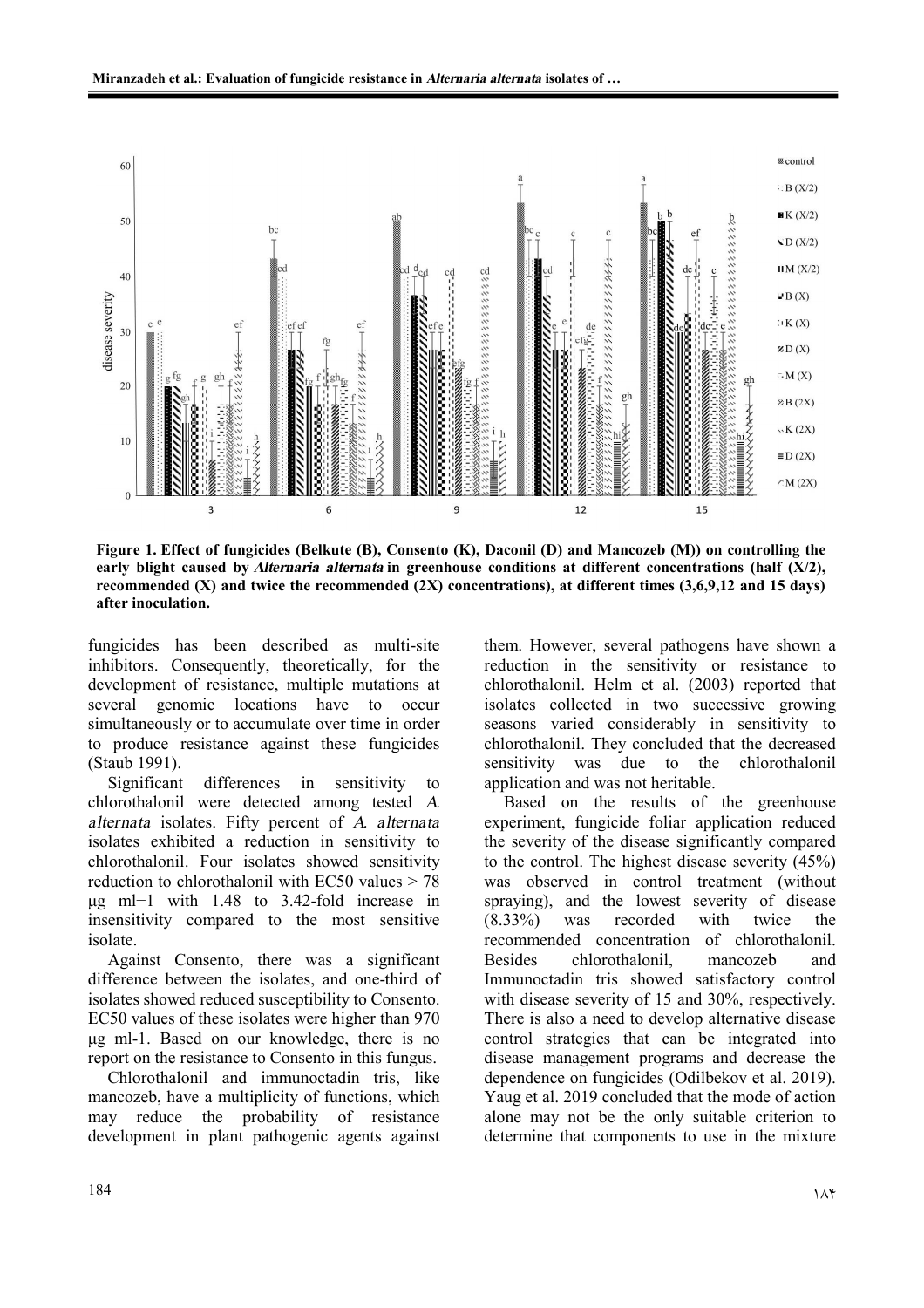**Figure 1. Effect of fungicides (Belkute (B), Consento (K), Daconil (D) and Mancozeb (M)) on controlling the early blight caused by *Alternaria alternata* in greenhouse conditions at different concentrations (half (X/2), recommended (X) and twice the recommended (2X) concentrations), at different times (3,6,9,12 and 15 days) after inoculation.**

fungicides has been described as multi-site inhibitors. Consequently, theoretically, for the development of resistance, multiple mutations at several genomic locations have to occur simultaneously or to accumulate over time in order to produce resistance against these fungicides (Staub 1991).

Significant differences in sensitivity to chlorothalonil were detected among tested *A. alternata* isolates. Fifty percent of *A. alternata* isolates exhibited a reduction in sensitivity to chlorothalonil. Four isolates showed sensitivity reduction to chlorothalonil with EC50 values > 78 μg ml−1 with 1.48 to 3.42-fold increase in insensitivity compared to the most sensitive isolate.

Against Consento, there was a significant difference between the isolates, and one-third of isolates showed reduced susceptibility to Consento. EC50 values of these isolates were higher than 970 μg ml-1. Based on our knowledge, there is no report on the resistance to Consento in this fungus.

Chlorothalonil and immunoctadin tris, like mancozeb, have a multiplicity of functions, which may reduce the probability of resistance development in plant pathogenic agents against them. However, several pathogens have shown a reduction in the sensitivity or resistance to chlorothalonil. Helm et al. (2003) reported that isolates collected in two successive growing seasons varied considerably in sensitivity to chlorothalonil. They concluded that the decreased sensitivity was due to the chlorothalonil application and was not heritable.

Based on the results of the greenhouse experiment, fungicide foliar application reduced the severity of the disease significantly compared to the control. The highest disease severity (45%) was observed in control treatment (without spraying), and the lowest severity of disease (8.33%) was recorded with twice the recommended concentration of chlorothalonil. Besides chlorothalonil, mancozeb and Immunoctadin tris showed satisfactory control with disease severity of 15 and 30%, respectively. There is also a need to develop alternative disease control strategies that can be integrated into disease management programs and decrease the dependence on fungicides (Odilbekov et al. 2019). Yaug et al. 2019 concluded that the mode of action alone may not be the only suitable criterion to determine that components to use in the mixture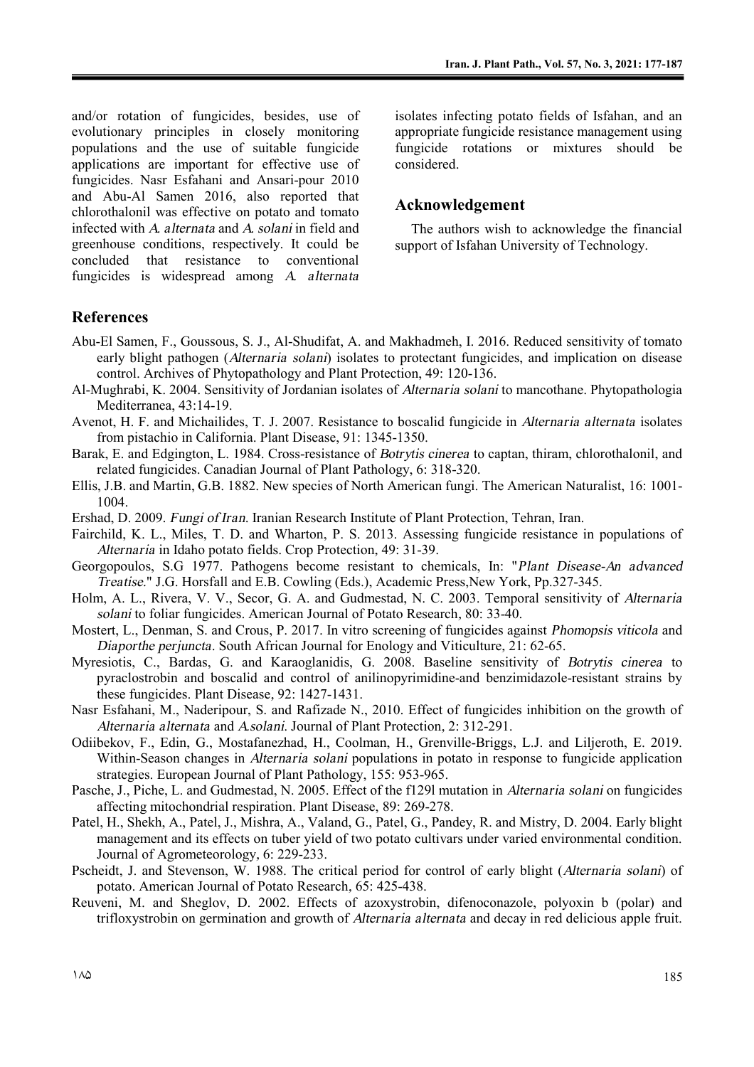and/or rotation of fungicides, besides, use of evolutionary principles in closely monitoring populations and the use of suitable fungicide applications are important for effective use of fungicides. Nasr Esfahani and Ansari-pour 2010 and Abu-Al Samen 2016, also reported that chlorothalonil was effective on potato and tomato infected with *A. alternata* and *A. solani* in field and greenhouse conditions, respectively. It could be concluded that resistance to conventional fungicides is widespread among *A. alternata* isolates infecting potato fields of Isfahan, and an appropriate fungicide resistance management using fungicide rotations or mixtures should be considered.

## Acknowledgement

The authors wish to acknowledge the financial support of Isfahan University of Technology.

## References

Abu-El Samen, F., Goussous, S. J., Al-Shudifat, A. and Makhadmeh, I. 2016. Reduced sensitivity of tomato early blight pathogen (*Alternaria solani*) isolates to protectant fungicides, and implication on disease control. Archives of Phytopathology and Plant Protection, 49: 120-136.

Al-Mughrabi, K. 2004. Sensitivity of Jordanian isolates of *Alternaria solani* to mancothane. Phytopathologia Mediterranea, 43:14-19.

Avenot, H. F. and Michailides, T. J. 2007. Resistance to boscalid fungicide in *Alternaria alternata* isolates from pistachio in California. Plant Disease, 91: 1345-1350.

Barak, E. and Edgington, L. 1984. Cross-resistance of *Botrytis cinerea* to captan, thiram, chlorothalonil, and related fungicides. Canadian Journal of Plant Pathology, 6: 318-320.

Ellis, J.B. and Martin, G.B. 1882. New species of North American fungi. The American Naturalist, 16: 1001-1004.

Ershad, D. 2009. *Fungi of Iran*. Iranian Research Institute of Plant Protection, Tehran, Iran.

Fairchild, K. L., Miles, T. D. and Wharton, P. S. 2013. Assessing fungicide resistance in populations of *Alternaria* in Idaho potato fields. Crop Protection, 49: 31-39.

Georgopoulos, S.G 1977. Pathogens become resistant to chemicals, In: "*Plant Disease-An advanced Treatise*." J.G. Horsfall and E.B. Cowling (Eds.), Academic Press,New York, Pp.327-345.

Holm, A. L., Rivera, V. V., Secor, G. A. and Gudmestad, N. C. 2003. Temporal sensitivity of *Alternaria solani* to foliar fungicides. American Journal of Potato Research, 80: 33-40.

Mostert, L., Denman, S. and Crous, P. 2017. In vitro screening of fungicides against *Phomopsis viticola* and *Diaporthe perjuncta*. South African Journal for Enology and Viticulture, 21: 62-65.

Myresiotis, C., Bardas, G. and Karaoglanidis, G. 2008. Baseline sensitivity of *Botrytis cinerea* to pyraclostrobin and boscalid and control of anilinopyrimidine-and benzimidazole-resistant strains by these fungicides. Plant Disease, 92: 1427-1431.

Nasr Esfahani, M., Naderipour, S. and Rafizade N., 2010. Effect of fungicides inhibition on the growth of *Alternaria alternata* and *A.solani*. Journal of Plant Protection, 2: 312-291.

Odiibekov, F., Edin, G., Mostafanezhad, H., Coolman, H., Grenville-Briggs, L.J. and Liljeroth, E. 2019. Within-Season changes in *Alternaria solani* populations in potato in response to fungicide application strategies. European Journal of Plant Pathology, 155: 953-965.

Pasche, J., Piche, L. and Gudmestad, N. 2005. Effect of the f129l mutation in *Alternaria solani* on fungicides affecting mitochondrial respiration. Plant Disease, 89: 269-278.

Patel, H., Shekh, A., Patel, J., Mishra, A., Valand, G., Patel, G., Pandey, R. and Mistry, D. 2004. Early blight management and its effects on tuber yield of two potato cultivars under varied environmental condition. Journal of Agrometeorology, 6: 229-233.

Pscheidt, J. and Stevenson, W. 1988. The critical period for control of early blight (*Alternaria solani*) of potato. American Journal of Potato Research, 65: 425-438.

Reuveni, M. and Sheglov, D. 2002. Effects of azoxystrobin, difenoconazole, polyoxin b (polar) and trifloxystrobin on germination and growth of *Alternaria alternata* and decay in red delicious apple fruit.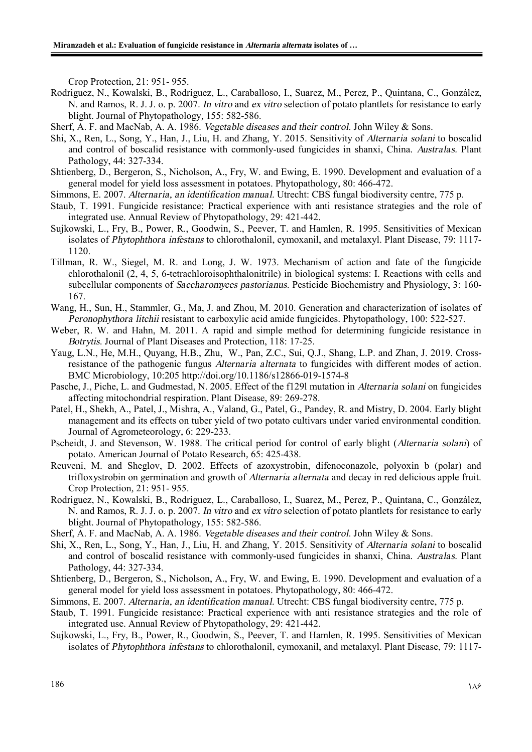Crop Protection, 21: 951- 955.

Rodriguez, N., Kowalski, B., Rodriguez, L., Caraballoso, I., Suarez, M., Perez, P., Quintana, C., González, N. and Ramos, R. J. J. o. p. 2007. *In vitro* and *ex vitro* selection of potato plantlets for resistance to early blight. Journal of Phytopathology, 155: 582-586.

Sherf, A. F. and MacNab, A. A. 1986. *Vegetable diseases and their control*. John Wiley & Sons.

Shi, X., Ren, L., Song, Y., Han, J., Liu, H. and Zhang, Y. 2015. Sensitivity of *Alternaria solani* to boscalid and control of boscalid resistance with commonly-used fungicides in shanxi, China. *Australas*. Plant Pathology, 44: 327-334.

Shtienberg, D., Bergeron, S., Nicholson, A., Fry, W. and Ewing, E. 1990. Development and evaluation of a general model for yield loss assessment in potatoes. Phytopathology, 80: 466-472.

Simmons, E. 2007. *Alternaria, an identification manual*. Utrecht: CBS fungal biodiversity centre, 775 p.

Staub, T. 1991. Fungicide resistance: Practical experience with anti resistance strategies and the role of integrated use. Annual Review of Phytopathology, 29: 421-442.

Sujkowski, L., Fry, B., Power, R., Goodwin, S., Peever, T. and Hamlen, R. 1995. Sensitivities of Mexican isolates of *Phytophthora infestans* to chlorothalonil, cymoxanil, and metalaxyl. Plant Disease, 79: 1117-1120.

Tillman, R. W., Siegel, M. R. and Long, J. W. 1973. Mechanism of action and fate of the fungicide chlorothalonil (2, 4, 5, 6-tetrachloroisophthalonitrile) in biological systems: I. Reactions with cells and subcellular components of *Saccharomyces pastorianus*. Pesticide Biochemistry and Physiology, 3: 160-167.

Wang, H., Sun, H., Stammler, G., Ma, J. and Zhou, M. 2010. Generation and characterization of isolates of *Peronophythora litchii* resistant to carboxylic acid amide fungicides. Phytopathology, 100: 522-527.

Weber, R. W. and Hahn, M. 2011. A rapid and simple method for determining fungicide resistance in *Botrytis*. Journal of Plant Diseases and Protection, 118: 17-25.

Yaug, L.N., He, M.H., Quyang, H.B., Zhu, W., Pan, Z.C., Sui, Q.J., Shang, L.P. and Zhan, J. 2019. Cross-resistance of the pathogenic fungus *Alternaria alternata* to fungicides with different modes of action. BMC Microbiology, 10:205 http://doi.org/10.1186/s12866-019-1574-8

Pasche, J., Piche, L. and Gudmestad, N. 2005. Effect of the f129l mutation in *Alternaria solani* on fungicides affecting mitochondrial respiration. Plant Disease, 89: 269-278.

Patel, H., Shekh, A., Patel, J., Mishra, A., Valand, G., Patel, G., Pandey, R. and Mistry, D. 2004. Early blight management and its effects on tuber yield of two potato cultivars under varied environmental condition. Journal of Agrometeorology, 6: 229-233.

Pscheidt, J. and Stevenson, W. 1988. The critical period for control of early blight (*Alternaria solani*) of potato. American Journal of Potato Research, 65: 425-438.

Reuveni, M. and Sheglov, D. 2002. Effects of azoxystrobin, difenoconazole, polyoxin b (polar) and trifloxystrobin on germination and growth of *Alternaria alternata* and decay in red delicious apple fruit. Crop Protection, 21: 951- 955.

Rodriguez, N., Kowalski, B., Rodriguez, L., Caraballoso, I., Suarez, M., Perez, P., Quintana, C., González, N. and Ramos, R. J. J. o. p. 2007. *In vitro* and *ex vitro* selection of potato plantlets for resistance to early blight. Journal of Phytopathology, 155: 582-586.

Sherf, A. F. and MacNab, A. A. 1986. *Vegetable diseases and their control*. John Wiley & Sons.

Shi, X., Ren, L., Song, Y., Han, J., Liu, H. and Zhang, Y. 2015. Sensitivity of *Alternaria solani* to boscalid and control of boscalid resistance with commonly-used fungicides in shanxi, China. *Australas*. Plant Pathology, 44: 327-334.

Shtienberg, D., Bergeron, S., Nicholson, A., Fry, W. and Ewing, E. 1990. Development and evaluation of a general model for yield loss assessment in potatoes. Phytopathology, 80: 466-472.

Simmons, E. 2007. *Alternaria, an identification manual*. Utrecht: CBS fungal biodiversity centre, 775 p.

Staub, T. 1991. Fungicide resistance: Practical experience with anti resistance strategies and the role of integrated use. Annual Review of Phytopathology, 29: 421-442.

Sujkowski, L., Fry, B., Power, R., Goodwin, S., Peever, T. and Hamlen, R. 1995. Sensitivities of Mexican isolates of *Phytophthora infestans* to chlorothalonil, cymoxanil, and metalaxyl. Plant Disease, 79: 1117-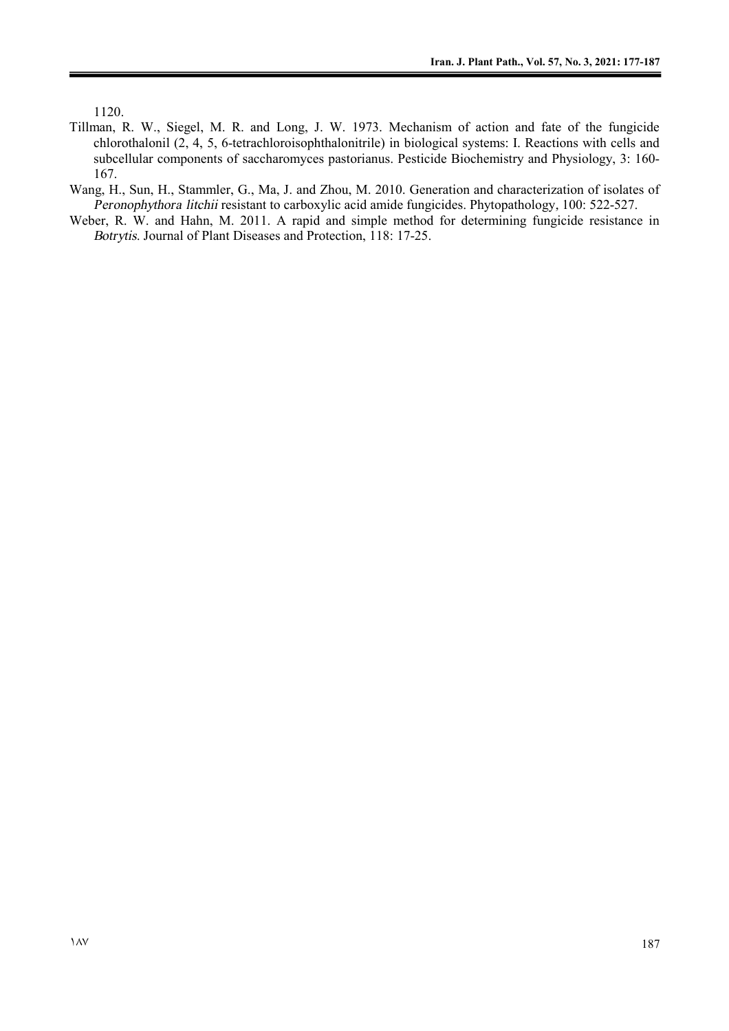1120.

Tillman, R. W., Siegel, M. R. and Long, J. W. 1973. Mechanism of action and fate of the fungicide chlorothalonil (2, 4, 5, 6-tetrachloroisophthalonitrile) in biological systems: I. Reactions with cells and subcellular components of saccharomyces pastorianus. Pesticide Biochemistry and Physiology, 3: 160-167.

Wang, H., Sun, H., Stammler, G., Ma, J. and Zhou, M. 2010. Generation and characterization of isolates of *Peronophythora litchii* resistant to carboxylic acid amide fungicides. Phytopathology, 100: 522-527.

Weber, R. W. and Hahn, M. 2011. A rapid and simple method for determining fungicide resistance in *Botrytis*. Journal of Plant Diseases and Protection, 118: 17-25.